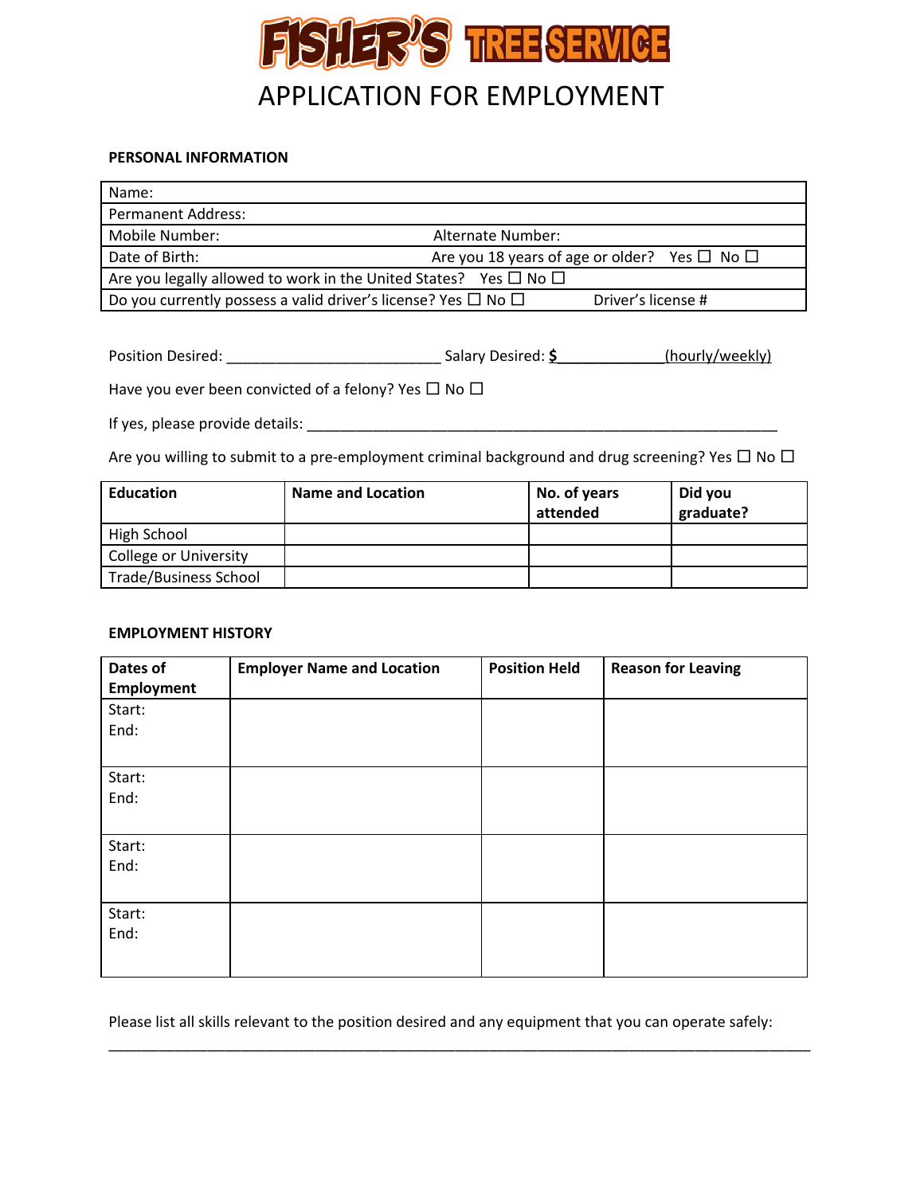# FISHER'S TREE SERVICE

## APPLICATION FOR EMPLOYMENT

**PERSONAL INFORMATION**

| Name: | |
|---|---|
| Permanent Address: | |
| Mobile Number: | Alternate Number: |
| Date of Birth: | Are you 18 years of age or older? Yes ☐ No ☐ |
| Are you legally allowed to work in the United States? Yes ☐ No ☐ | |
| Do you currently possess a valid driver's license? Yes ☐ No ☐ | Driver's license # |

Position Desired: __________________________ Salary Desired: **$**____________(hourly/weekly)

Have you ever been convicted of a felony? Yes ☐ No ☐

If yes, please provide details: ________________________________________________________

Are you willing to submit to a pre-employment criminal background and drug screening? Yes ☐ No ☐

| **Education** | **Name and Location** | **No. of years attended** | **Did you graduate?** |
|---|---|---|---|
| High School | | | |
| College or University | | | |
| Trade/Business School | | | |

**EMPLOYMENT HISTORY**

| **Dates of Employment** | **Employer Name and Location** | **Position Held** | **Reason for Leaving** |
|---|---|---|---|
| Start:<br>End: | | | |
| Start:<br>End: | | | |
| Start:<br>End: | | | |
| Start:<br>End: | | | |

Please list all skills relevant to the position desired and any equipment that you can operate safely:

_____________________________________________________________________________________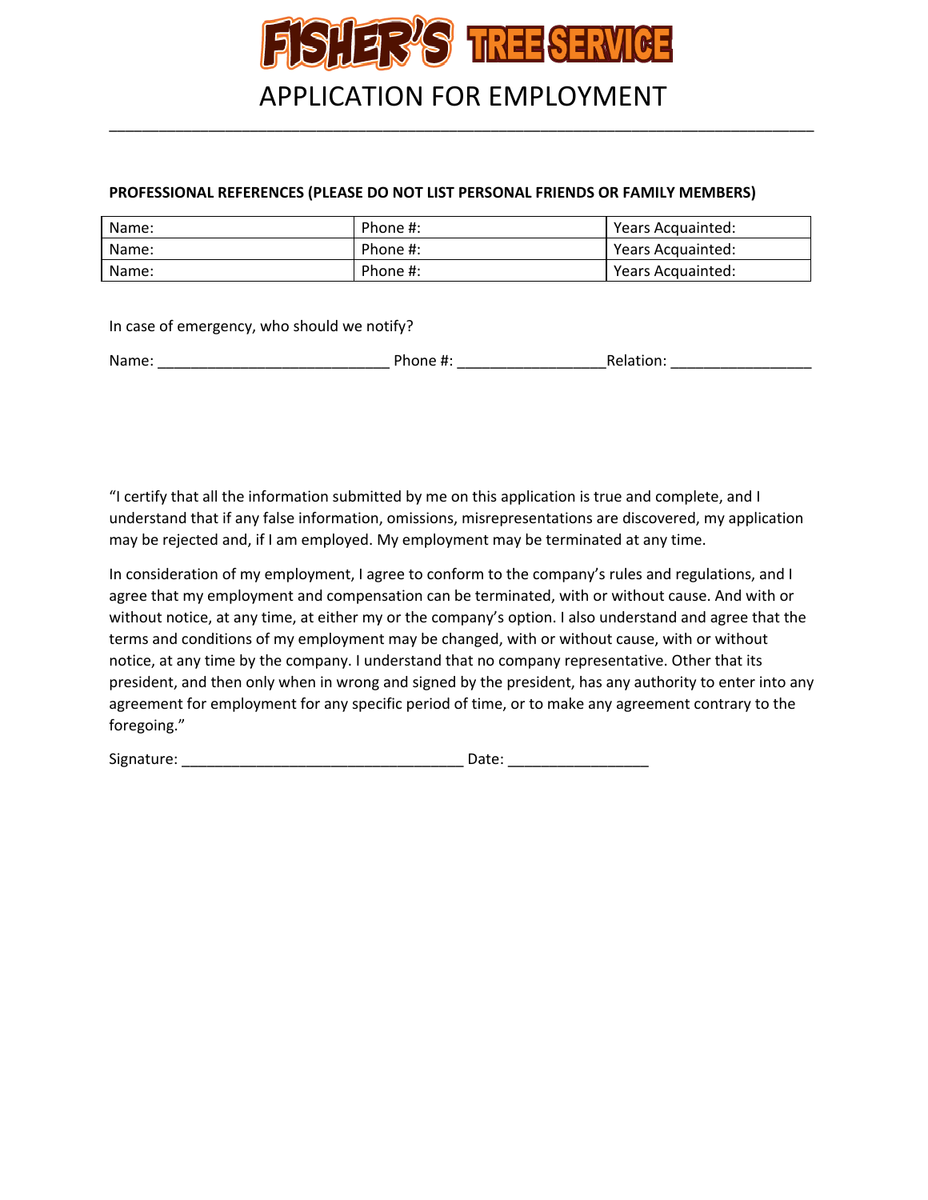# FISHER'S TREE SERVICE

## APPLICATION FOR EMPLOYMENT

**PROFESSIONAL REFERENCES (PLEASE DO NOT LIST PERSONAL FRIENDS OR FAMILY MEMBERS)**

| | | |
|---|---|---|
| Name: | Phone #: | Years Acquainted: |
| Name: | Phone #: | Years Acquainted: |
| Name: | Phone #: | Years Acquainted: |

In case of emergency, who should we notify?

Name: ____________________________ Phone #: _________________Relation: _________________

"I certify that all the information submitted by me on this application is true and complete, and I understand that if any false information, omissions, misrepresentations are discovered, my application may be rejected and, if I am employed. My employment may be terminated at any time.

In consideration of my employment, I agree to conform to the company's rules and regulations, and I agree that my employment and compensation can be terminated, with or without cause. And with or without notice, at any time, at either my or the company's option. I also understand and agree that the terms and conditions of my employment may be changed, with or without cause, with or without notice, at any time by the company. I understand that no company representative. Other that its president, and then only when in wrong and signed by the president, has any authority to enter into any agreement for employment for any specific period of time, or to make any agreement contrary to the foregoing."

Signature: __________________________________ Date: _________________